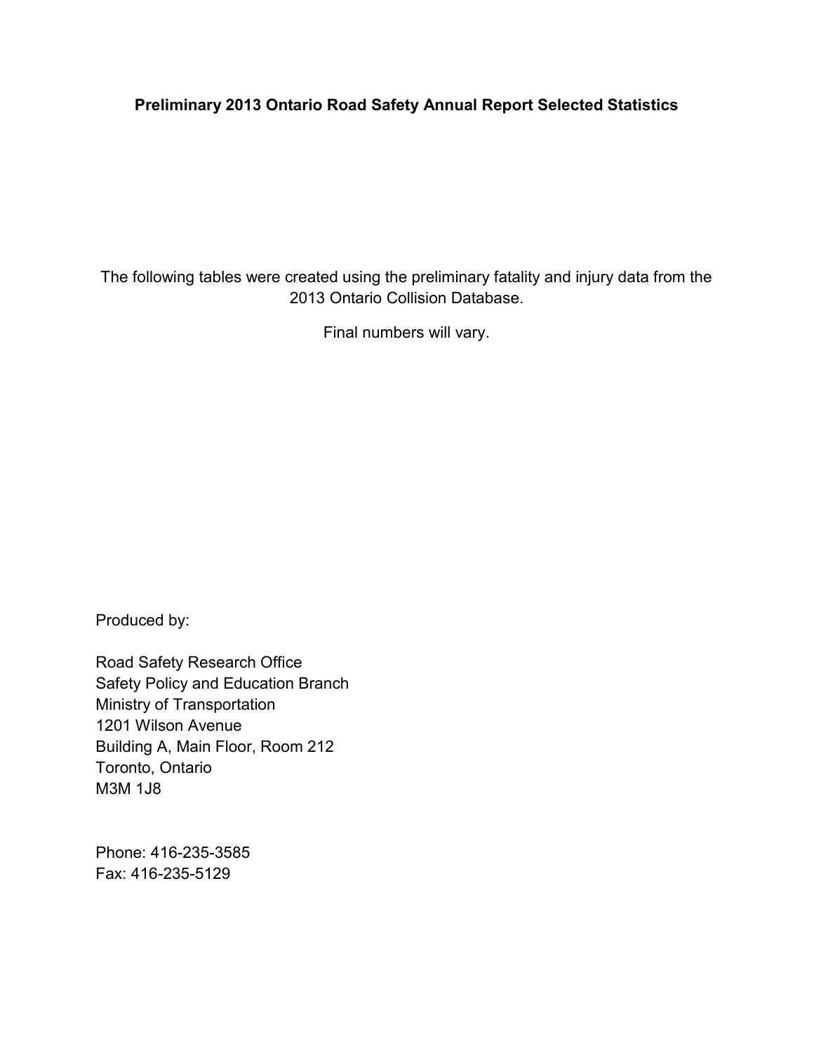# Preliminary 2013 Ontario Road Safety Annual Report Selected Statistics

The following tables were created using the preliminary fatality and injury data from the 2013 Ontario Collision Database.

Final numbers will vary.

Produced by:

Road Safety Research Office  
Safety Policy and Education Branch  
Ministry of Transportation  
1201 Wilson Avenue  
Building A, Main Floor, Room 212  
Toronto, Ontario  
M3M 1J8

Phone: 416-235-3585  
Fax: 416-235-5129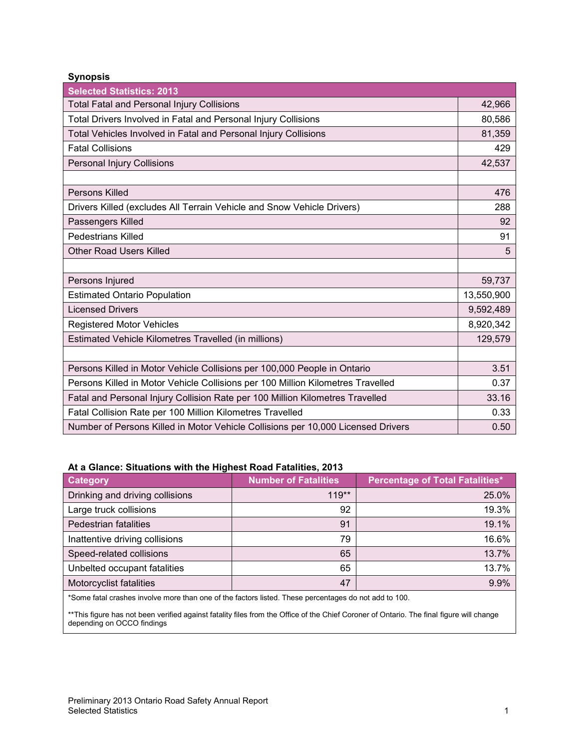### Synopsis

| Selected Statistics: 2013 | |
|---|---|
| Total Fatal and Personal Injury Collisions | 42,966 |
| Total Drivers Involved in Fatal and Personal Injury Collisions | 80,586 |
| Total Vehicles Involved in Fatal and Personal Injury Collisions | 81,359 |
| Fatal Collisions | 429 |
| Personal Injury Collisions | 42,537 |
| | |
| Persons Killed | 476 |
| Drivers Killed (excludes All Terrain Vehicle and Snow Vehicle Drivers) | 288 |
| Passengers Killed | 92 |
| Pedestrians Killed | 91 |
| Other Road Users Killed | 5 |
| | |
| Persons Injured | 59,737 |
| Estimated Ontario Population | 13,550,900 |
| Licensed Drivers | 9,592,489 |
| Registered Motor Vehicles | 8,920,342 |
| Estimated Vehicle Kilometres Travelled (in millions) | 129,579 |
| | |
| Persons Killed in Motor Vehicle Collisions per 100,000 People in Ontario | 3.51 |
| Persons Killed in Motor Vehicle Collisions per 100 Million Kilometres Travelled | 0.37 |
| Fatal and Personal Injury Collision Rate per 100 Million Kilometres Travelled | 33.16 |
| Fatal Collision Rate per 100 Million Kilometres Travelled | 0.33 |
| Number of Persons Killed in Motor Vehicle Collisions per 10,000 Licensed Drivers | 0.50 |

### At a Glance: Situations with the Highest Road Fatalities, 2013

| Category | Number of Fatalities | Percentage of Total Fatalities* |
|---|---|---|
| Drinking and driving collisions | 119** | 25.0% |
| Large truck collisions | 92 | 19.3% |
| Pedestrian fatalities | 91 | 19.1% |
| Inattentive driving collisions | 79 | 16.6% |
| Speed-related collisions | 65 | 13.7% |
| Unbelted occupant fatalities | 65 | 13.7% |
| Motorcyclist fatalities | 47 | 9.9% |

*Some fatal crashes involve more than one of the factors listed. These percentages do not add to 100.

**This figure has not been verified against fatality files from the Office of the Chief Coroner of Ontario. The final figure will change depending on OCCO findings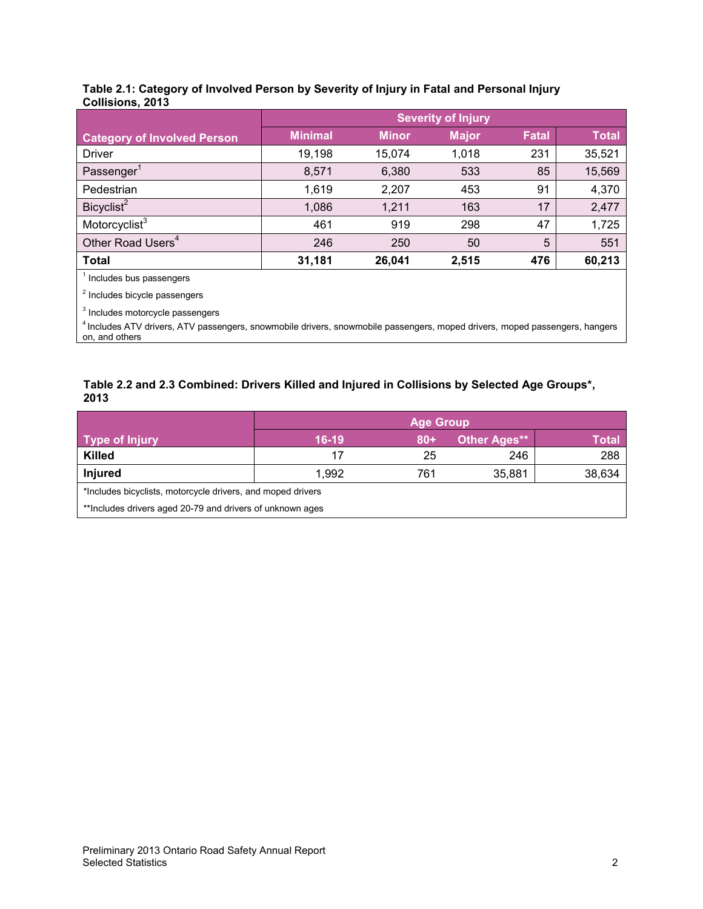**Table 2.1: Category of Involved Person by Severity of Injury in Fatal and Personal Injury Collisions, 2013**

| Category of Involved Person | Severity of Injury | | | | |
|---|---|---|---|---|---|
| | Minimal | Minor | Major | Fatal | Total |
| Driver | 19,198 | 15,074 | 1,018 | 231 | 35,521 |
| Passenger[1] | 8,571 | 6,380 | 533 | 85 | 15,569 |
| Pedestrian | 1,619 | 2,207 | 453 | 91 | 4,370 |
| Bicyclist[2] | 1,086 | 1,211 | 163 | 17 | 2,477 |
| Motorcyclist[3] | 461 | 919 | 298 | 47 | 1,725 |
| Other Road Users[4] | 246 | 250 | 50 | 5 | 551 |
| **Total** | **31,181** | **26,041** | **2,515** | **476** | **60,213** |

[1] Includes bus passengers

[2] Includes bicycle passengers

[3] Includes motorcycle passengers

[4] Includes ATV drivers, ATV passengers, snowmobile drivers, snowmobile passengers, moped drivers, moped passengers, hangers on, and others

**Table 2.2 and 2.3 Combined: Drivers Killed and Injured in Collisions by Selected Age Groups*, 2013**

| Type of Injury | Age Group | | | |
|---|---|---|---|---|
| | 16-19 | 80+ | Other Ages** | Total |
| **Killed** | 17 | 25 | 246 | 288 |
| **Injured** | 1,992 | 761 | 35,881 | 38,634 |

*Includes bicyclists, motorcycle drivers, and moped drivers

**Includes drivers aged 20-79 and drivers of unknown ages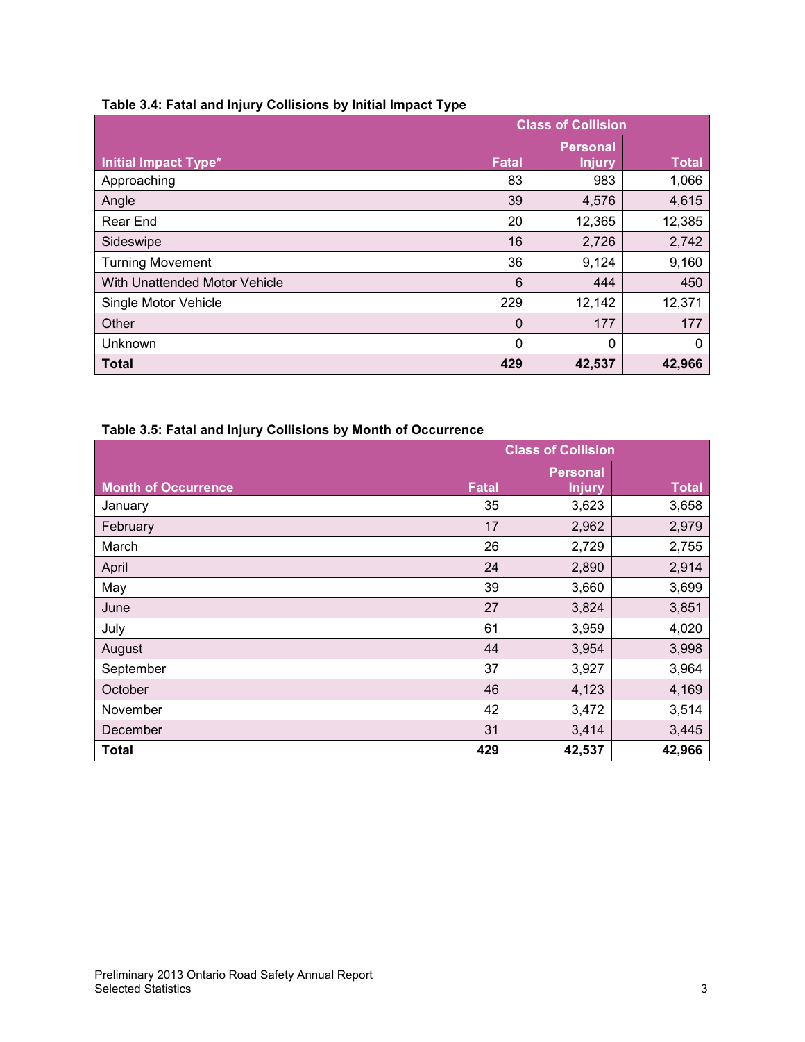**Table 3.4: Fatal and Injury Collisions by Initial Impact Type**

| Initial Impact Type* | Class of Collision | | |
|---|---|---|---|
| | Fatal | Personal Injury | Total |
| Approaching | 83 | 983 | 1,066 |
| Angle | 39 | 4,576 | 4,615 |
| Rear End | 20 | 12,365 | 12,385 |
| Sideswipe | 16 | 2,726 | 2,742 |
| Turning Movement | 36 | 9,124 | 9,160 |
| With Unattended Motor Vehicle | 6 | 444 | 450 |
| Single Motor Vehicle | 229 | 12,142 | 12,371 |
| Other | 0 | 177 | 177 |
| Unknown | 0 | 0 | 0 |
| **Total** | **429** | **42,537** | **42,966** |

**Table 3.5: Fatal and Injury Collisions by Month of Occurrence**

| Month of Occurrence | Class of Collision | | |
|---|---|---|---|
| | Fatal | Personal Injury | Total |
| January | 35 | 3,623 | 3,658 |
| February | 17 | 2,962 | 2,979 |
| March | 26 | 2,729 | 2,755 |
| April | 24 | 2,890 | 2,914 |
| May | 39 | 3,660 | 3,699 |
| June | 27 | 3,824 | 3,851 |
| July | 61 | 3,959 | 4,020 |
| August | 44 | 3,954 | 3,998 |
| September | 37 | 3,927 | 3,964 |
| October | 46 | 4,123 | 4,169 |
| November | 42 | 3,472 | 3,514 |
| December | 31 | 3,414 | 3,445 |
| **Total** | **429** | **42,537** | **42,966** |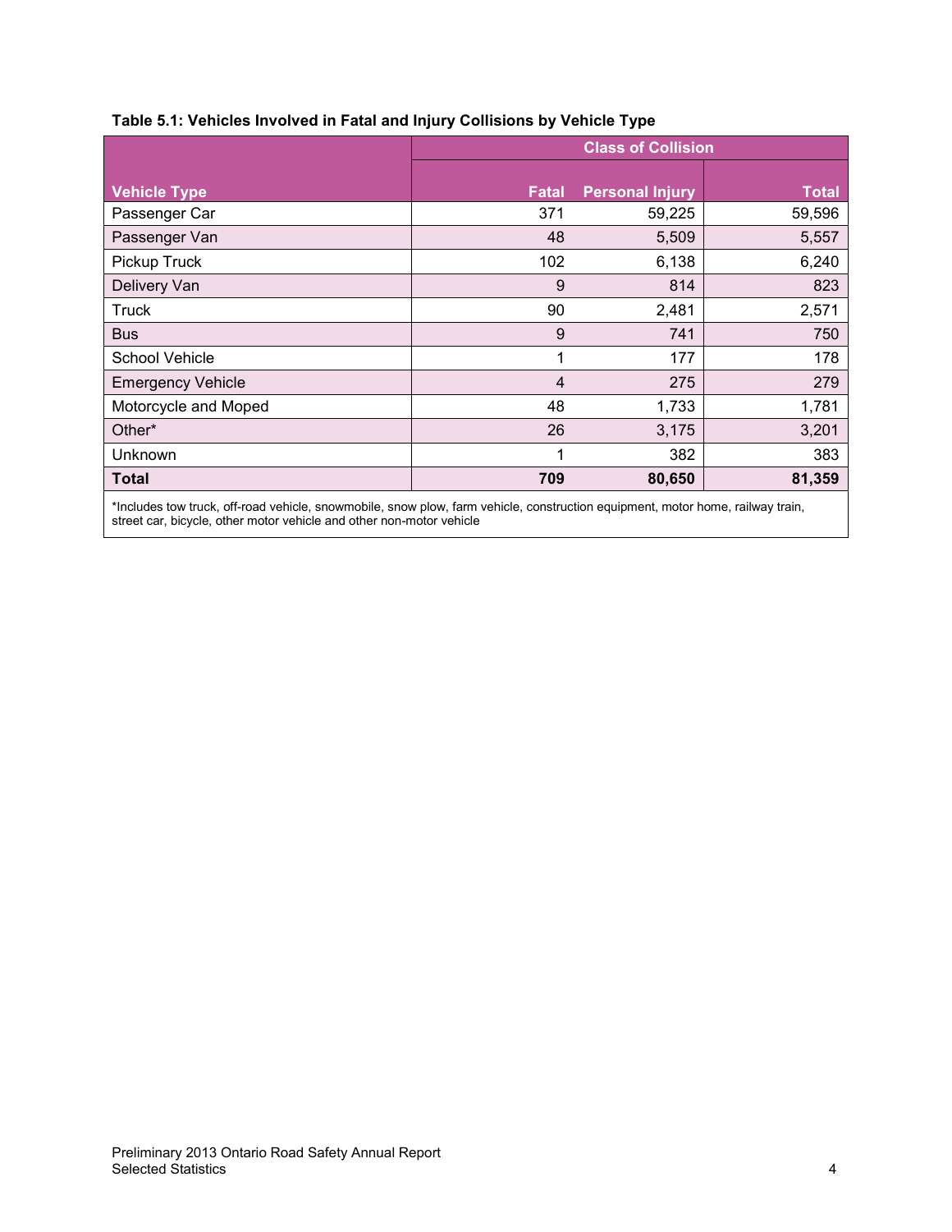**Table 5.1: Vehicles Involved in Fatal and Injury Collisions by Vehicle Type**

| Vehicle Type | Class of Collision | | |
| --- | --- | --- | --- |
| | Fatal | Personal Injury | Total |
| Passenger Car | 371 | 59,225 | 59,596 |
| Passenger Van | 48 | 5,509 | 5,557 |
| Pickup Truck | 102 | 6,138 | 6,240 |
| Delivery Van | 9 | 814 | 823 |
| Truck | 90 | 2,481 | 2,571 |
| Bus | 9 | 741 | 750 |
| School Vehicle | 1 | 177 | 178 |
| Emergency Vehicle | 4 | 275 | 279 |
| Motorcycle and Moped | 48 | 1,733 | 1,781 |
| Other* | 26 | 3,175 | 3,201 |
| Unknown | 1 | 382 | 383 |
| **Total** | **709** | **80,650** | **81,359** |

*Includes tow truck, off-road vehicle, snowmobile, snow plow, farm vehicle, construction equipment, motor home, railway train, street car, bicycle, other motor vehicle and other non-motor vehicle